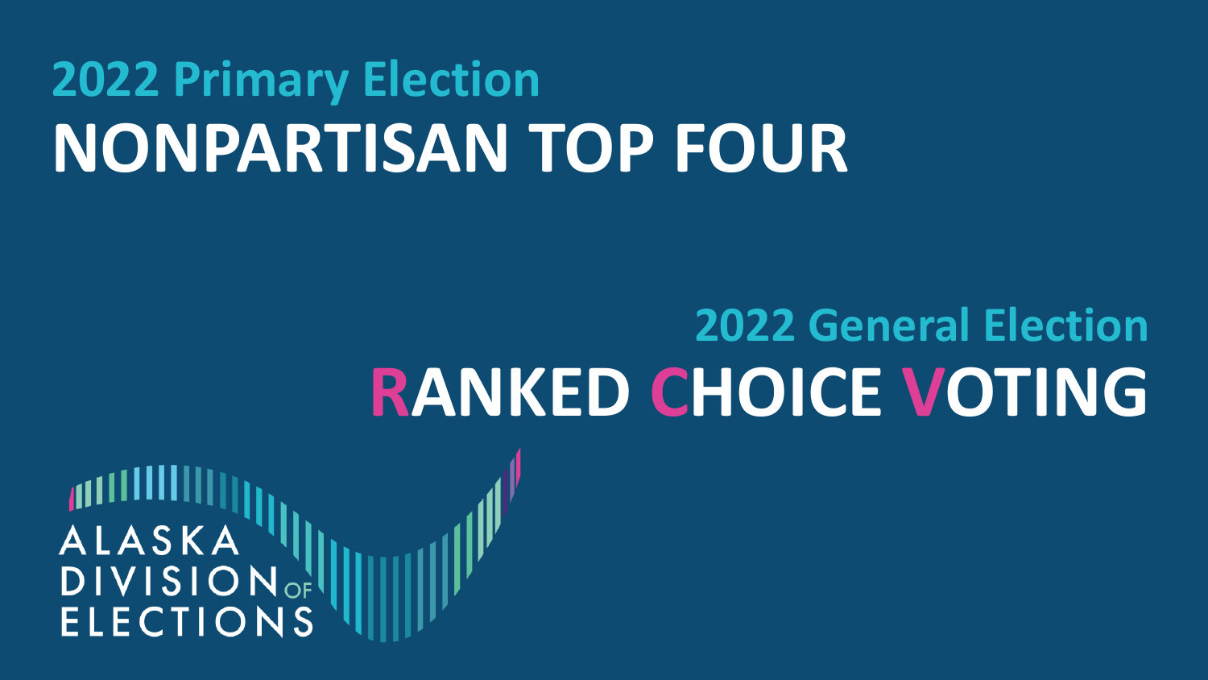## 2022 Primary Election

# NONPARTISAN TOP FOUR

## 2022 General Election

# RANKED CHOICE VOTING

ALASKA DIVISION OF ELECTIONS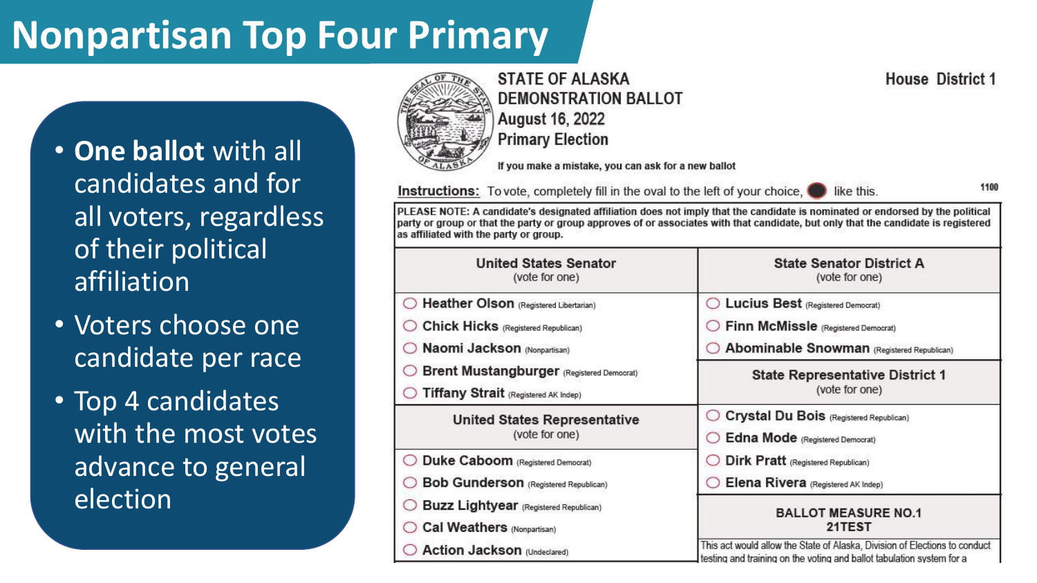# Nonpartisan Top Four Primary

- **One ballot** with all candidates and for all voters, regardless of their political affiliation
- Voters choose one candidate per race
- Top 4 candidates with the most votes advance to general election

STATE OF ALASKA
DEMONSTRATION BALLOT
August 16, 2022
Primary Election

House District 1

If you make a mistake, you can ask for a new ballot

**Instructions:** To vote, completely fill in the oval to the left of your choice, ● like this.

1100

PLEASE NOTE: A candidate's designated affiliation does not imply that the candidate is nominated or endorsed by the political party or group or that the party or group approves of or associates with that candidate, but only that the candidate is registered as affiliated with the party or group.

**United States Senator** (vote for one)

- ◯ **Heather Olson** (Registered Libertarian)
- ◯ **Chick Hicks** (Registered Republican)
- ◯ **Naomi Jackson** (Nonpartisan)
- ◯ **Brent Mustangburger** (Registered Democrat)
- ◯ **Tiffany Strait** (Registered AK Indep)

**United States Representative** (vote for one)

- ◯ **Duke Caboom** (Registered Democrat)
- ◯ **Bob Gunderson** (Registered Republican)
- ◯ **Buzz Lightyear** (Registered Republican)
- ◯ **Cal Weathers** (Nonpartisan)
- ◯ **Action Jackson** (Undeclared)

**State Senator District A** (vote for one)

- ◯ **Lucius Best** (Registered Democrat)
- ◯ **Finn McMissle** (Registered Democrat)
- ◯ **Abominable Snowman** (Registered Republican)

**State Representative District 1** (vote for one)

- ◯ **Crystal Du Bois** (Registered Republican)
- ◯ **Edna Mode** (Registered Democrat)
- ◯ **Dirk Pratt** (Registered Republican)
- ◯ **Elena Rivera** (Registered AK Indep)

**BALLOT MEASURE NO.1**
**21TEST**

This act would allow the State of Alaska, Division of Elections to conduct testing and training on the voting and ballot tabulation system for a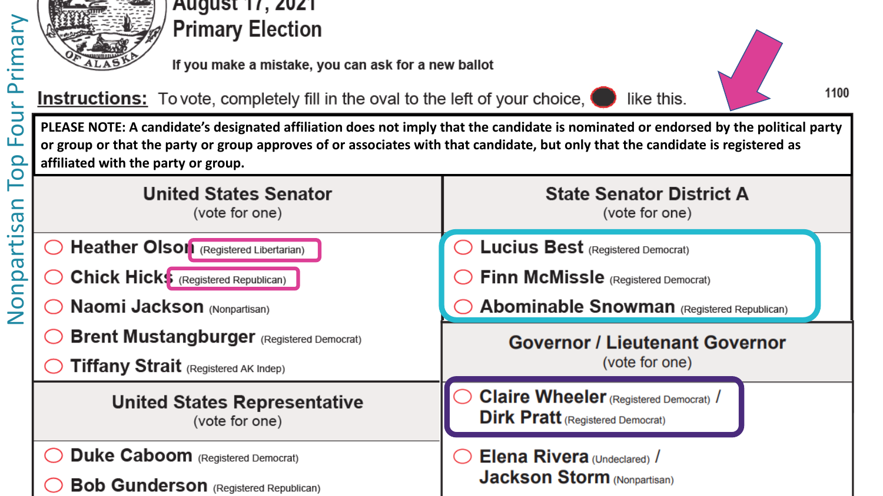Nonpartisan Top Four Primary

August 17, 2021

# Primary Election

**If you make a mistake, you can ask for a new ballot**

**Instructions:** To vote, completely fill in the oval to the left of your choice, ⬤ like this.

1100

**PLEASE NOTE: A candidate's designated affiliation does not imply that the candidate is nominated or endorsed by the political party or group or that the party or group approves of or associates with that candidate, but only that the candidate is registered as affiliated with the party or group.**

## United States Senator
(vote for one)

- ◯ **Heather Olson** (Registered Libertarian)
- ◯ **Chick Hicks** (Registered Republican)
- ◯ **Naomi Jackson** (Nonpartisan)
- ◯ **Brent Mustangburger** (Registered Democrat)
- ◯ **Tiffany Strait** (Registered AK Indep)

## United States Representative
(vote for one)

- ◯ **Duke Caboom** (Registered Democrat)
- ◯ **Bob Gunderson** (Registered Republican)

## State Senator District A
(vote for one)

- ◯ **Lucius Best** (Registered Democrat)
- ◯ **Finn McMissle** (Registered Democrat)
- ◯ **Abominable Snowman** (Registered Republican)

## Governor / Lieutenant Governor
(vote for one)

- ◯ **Claire Wheeler** (Registered Democrat) / **Dirk Pratt** (Registered Democrat)
- ◯ **Elena Rivera** (Undeclared) / **Jackson Storm** (Nonpartisan)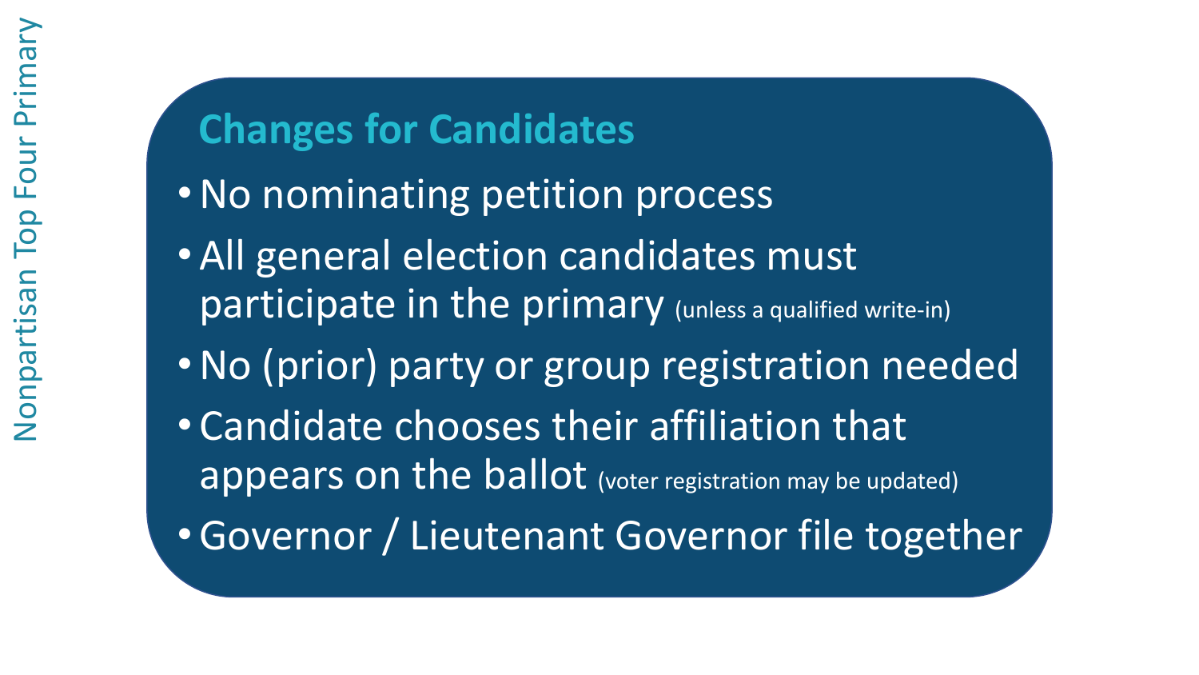Nonpartisan Top Four Primary

## Changes for Candidates

- No nominating petition process
- All general election candidates must participate in the primary (unless a qualified write-in)
- No (prior) party or group registration needed
- Candidate chooses their affiliation that appears on the ballot (voter registration may be updated)
- Governor / Lieutenant Governor file together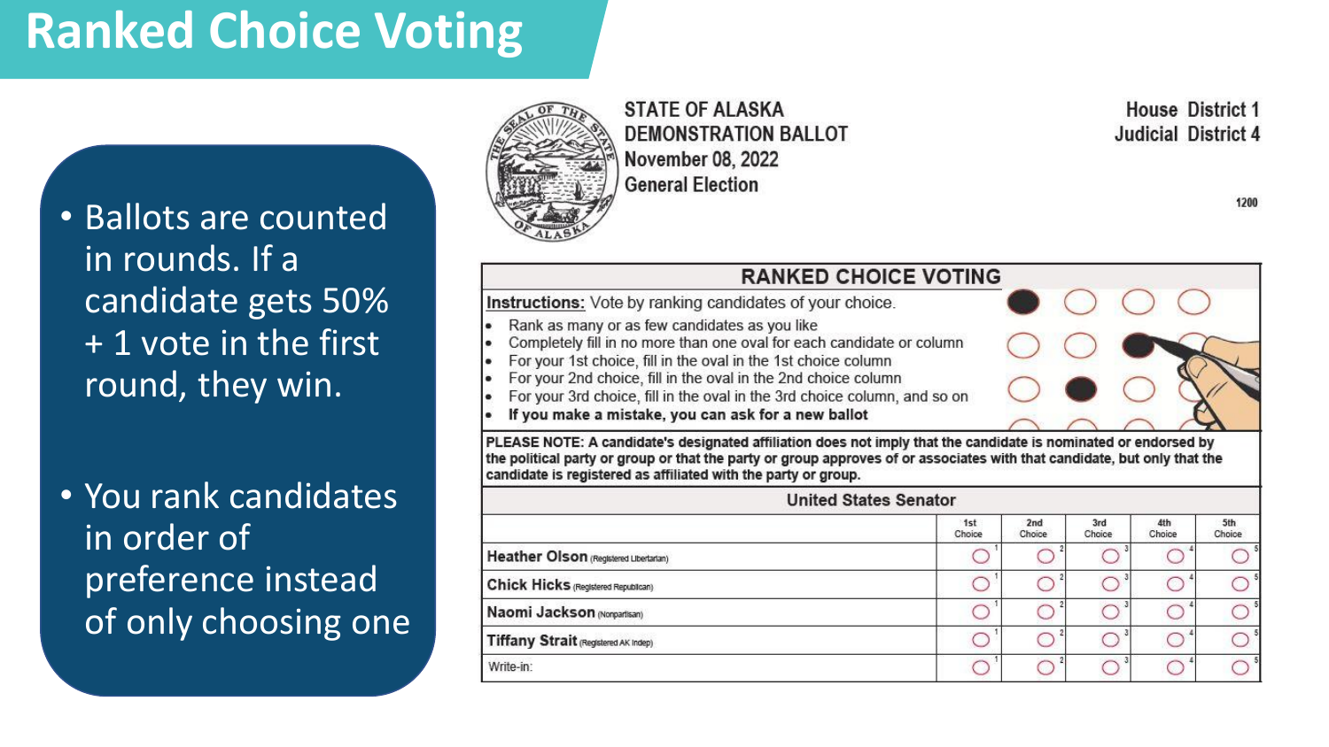# Ranked Choice Voting

- Ballots are counted in rounds. If a candidate gets 50% + 1 vote in the first round, they win.
- You rank candidates in order of preference instead of only choosing one

STATE OF ALASKA
DEMONSTRATION BALLOT
November 08, 2022
General Election

House District 1
Judicial District 4

1200

## RANKED CHOICE VOTING

**Instructions:** Vote by ranking candidates of your choice.

- Rank as many or as few candidates as you like
- Completely fill in no more than one oval for each candidate or column
- For your 1st choice, fill in the oval in the 1st choice column
- For your 2nd choice, fill in the oval in the 2nd choice column
- For your 3rd choice, fill in the oval in the 3rd choice column, and so on
- **If you make a mistake, you can ask for a new ballot**

**PLEASE NOTE: A candidate's designated affiliation does not imply that the candidate is nominated or endorsed by the political party or group or that the party or group approves of or associates with that candidate, but only that the candidate is registered as affiliated with the party or group.**

| United States Senator | 1st Choice | 2nd Choice | 3rd Choice | 4th Choice | 5th Choice |
|---|---|---|---|---|---|
| **Heather Olson** (Registered Libertarian) | ○ 1 | ○ 2 | ○ 3 | ○ 4 | ○ 5 |
| **Chick Hicks** (Registered Republican) | ○ 1 | ○ 2 | ○ 3 | ○ 4 | ○ 5 |
| **Naomi Jackson** (Nonpartisan) | ○ 1 | ○ 2 | ○ 3 | ○ 4 | ○ 5 |
| **Tiffany Strait** (Registered AK Indep) | ○ 1 | ○ 2 | ○ 3 | ○ 4 | ○ 5 |
| Write-in: | ○ 1 | ○ 2 | ○ 3 | ○ 4 | ○ 5 |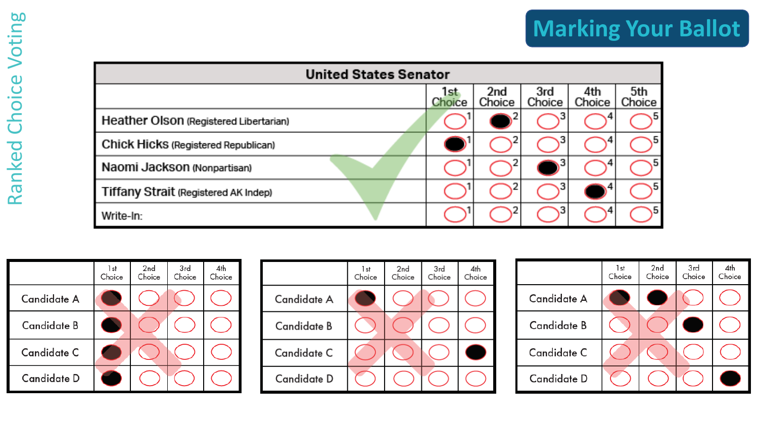Ranked Choice Voting

# Marking Your Ballot

| United States Senator | | | | | |
|---|---|---|---|---|---|
| | 1st Choice | 2nd Choice | 3rd Choice | 4th Choice | 5th Choice |
| Heather Olson (Registered Libertarian) | 1 | ● 2 | 3 | 4 | 5 |
| Chick Hicks (Registered Republican) | ● 1 | 2 | 3 | 4 | 5 |
| Naomi Jackson (Nonpartisan) | 1 | 2 | ● 3 | 4 | 5 |
| Tiffany Strait (Registered AK Indep) | 1 | 2 | 3 | ● 4 | 5 |
| Write-In: | 1 | 2 | 3 | 4 | 5 |

| | 1st Choice | 2nd Choice | 3rd Choice | 4th Choice |
|---|---|---|---|---|
| Candidate A | ● | | | |
| Candidate B | ● | | | |
| Candidate C | ● | | | |
| Candidate D | ● | | | |

| | 1st Choice | 2nd Choice | 3rd Choice | 4th Choice |
|---|---|---|---|---|
| Candidate A | ● | | | |
| Candidate B | | | | |
| Candidate C | | | | ● |
| Candidate D | | | | |

| | 1st Choice | 2nd Choice | 3rd Choice | 4th Choice |
|---|---|---|---|---|
| Candidate A | ● | ● | | |
| Candidate B | | | ● | |
| Candidate C | | | | |
| Candidate D | | | | ● |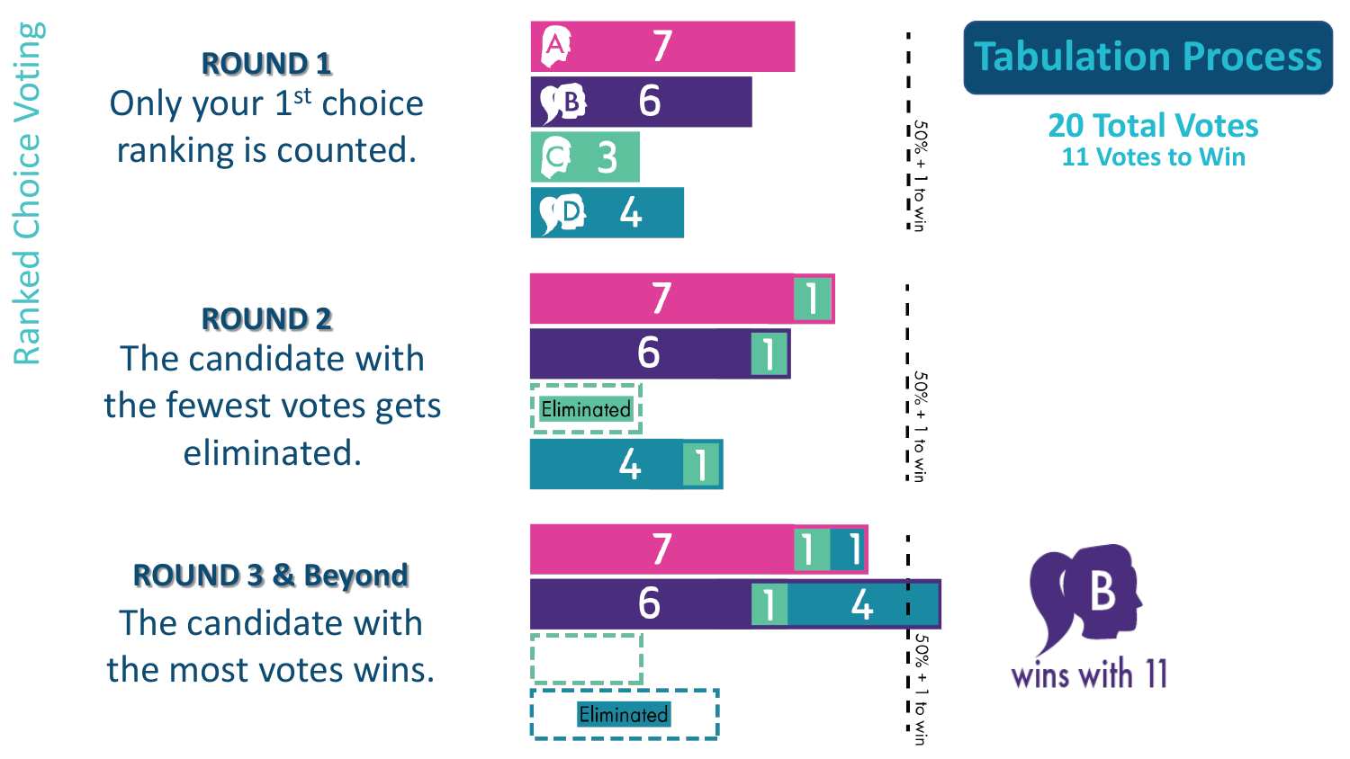# Ranked Choice Voting

## Tabulation Process

**20 Total Votes**
**11 Votes to Win**

**ROUND 1**
Only your 1st choice ranking is counted.

| Candidate | Votes |
| --- | --- |
| A | 7 |
| B | 6 |
| C | 3 |
| D | 4 |

50% + 1 to win

**ROUND 2**
The candidate with the fewest votes gets eliminated.

| Candidate | Votes |
| --- | --- |
| A | 7 + 1 |
| B | 6 + 1 |
| C | Eliminated |
| D | 4 + 1 |

50% + 1 to win

**ROUND 3 & Beyond**
The candidate with the most votes wins.

| Candidate | Votes |
| --- | --- |
| A | 7 + 1 + 1 |
| B | 6 + 1 + 4 |
| C | |
| D | Eliminated |

50% + 1 to win

B wins with 11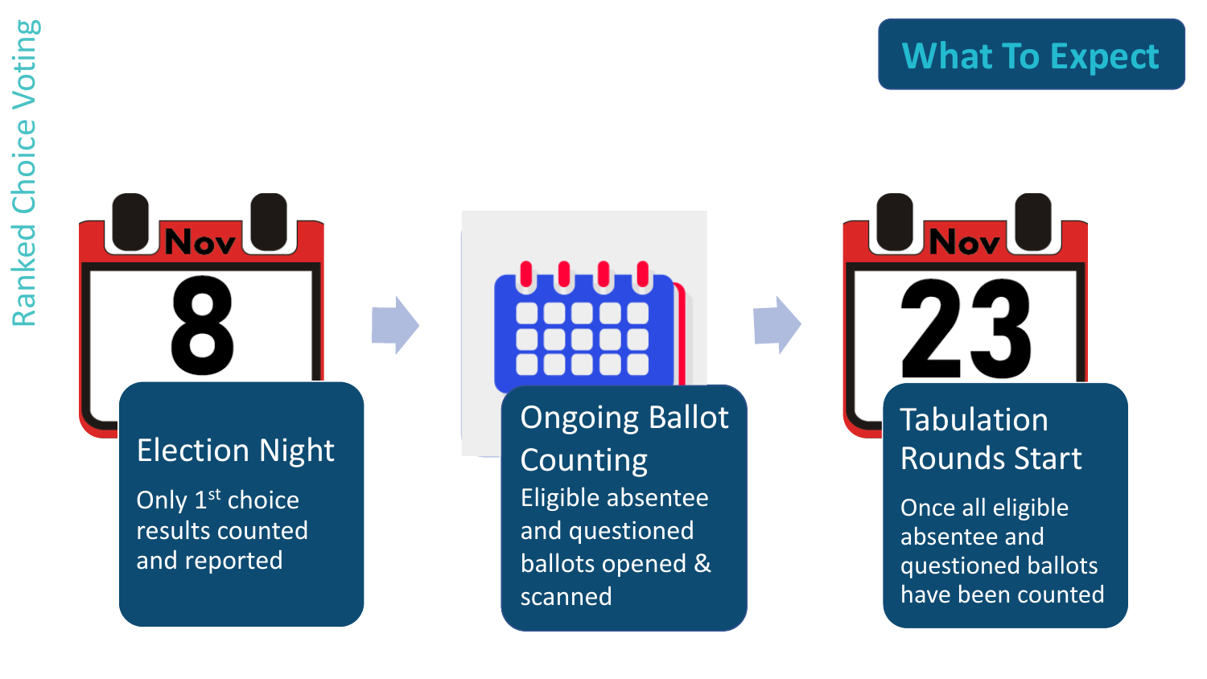# What To Expect

Ranked Choice Voting

Nov 8

## Election Night

Only 1st choice results counted and reported

## Ongoing Ballot Counting

Eligible absentee and questioned ballots opened & scanned

Nov 23

## Tabulation Rounds Start

Once all eligible absentee and questioned ballots have been counted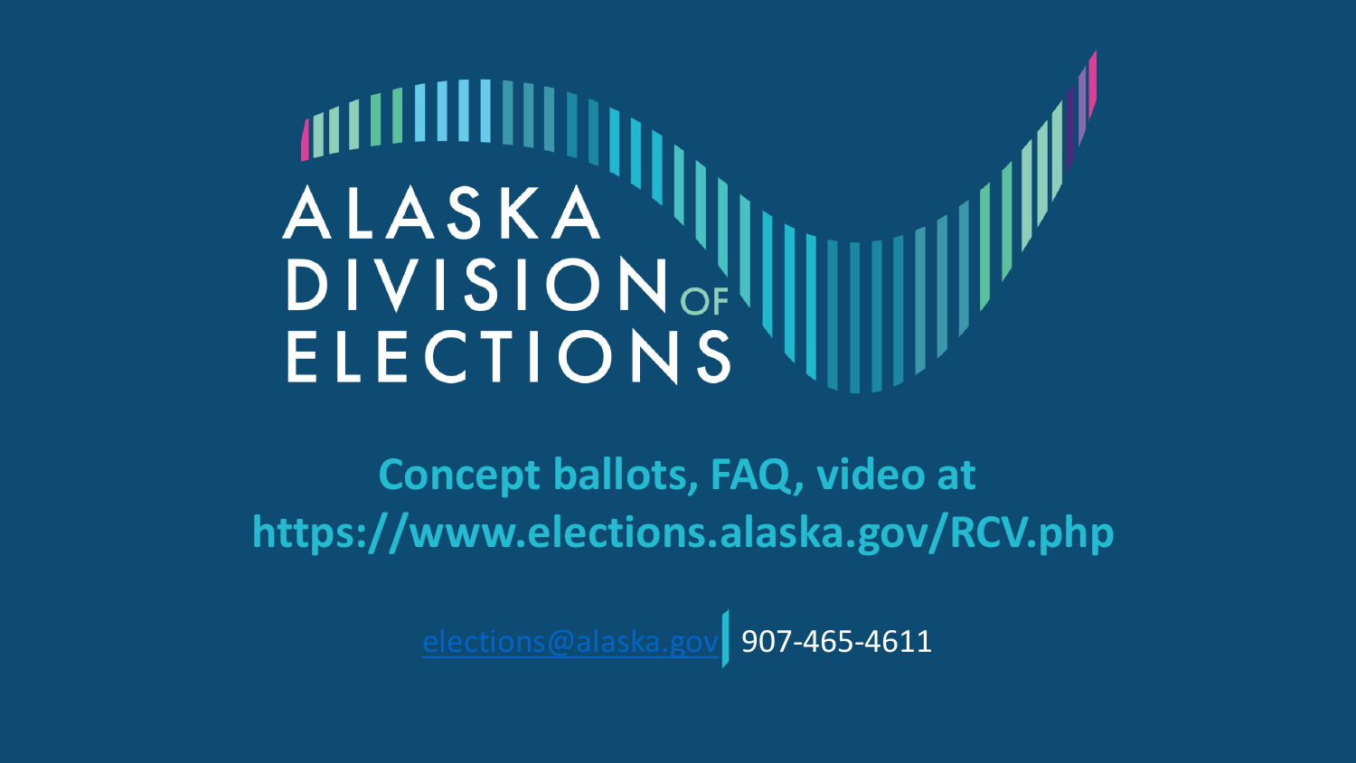ALASKA DIVISION OF ELECTIONS

**Concept ballots, FAQ, video at https://www.elections.alaska.gov/RCV.php**

elections@alaska.gov | 907-465-4611